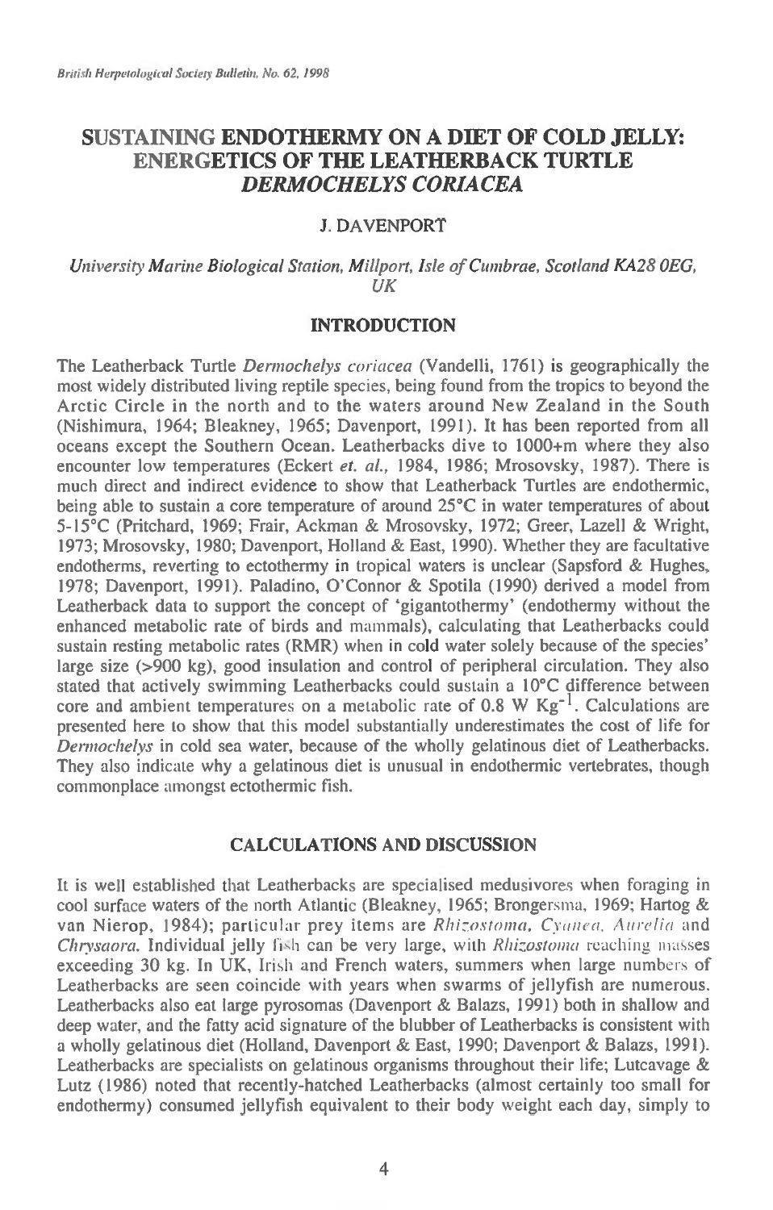# SUSTAINING ENDOTHERMY ON A DIET OF COLD JELLY: ENERGETICS OF THE LEATHERBACK TURTLE *DERMOCHELYS CORIACEA*

J. DAVENPORT

*University Marine Biological Station, Millport, Isle of Cumbrae, Scotland KA28 0EG, UK*

## INTRODUCTION

The Leatherback Turtle *Dermochelys coriacea* (Vandelli, 1761) is geographically the most widely distributed living reptile species, being found from the tropics to beyond the Arctic Circle in the north and to the waters around New Zealand in the South (Nishimura, 1964; Bleakney, 1965; Davenport, 1991). It has been reported from all oceans except the Southern Ocean. Leatherbacks dive to 1000+m where they also encounter low temperatures (Eckert *et. al.*, 1984, 1986; Mrosovsky, 1987). There is much direct and indirect evidence to show that Leatherback Turtles are endothermic, being able to sustain a core temperature of around 25°C in water temperatures of about 5-15°C (Pritchard, 1969; Frair, Ackman & Mrosovsky, 1972; Greer, Lazell & Wright, 1973; Mrosovsky, 1980; Davenport, Holland & East, 1990). Whether they are facultative endotherms, reverting to ectothermy in tropical waters is unclear (Sapsford & Hughes, 1978; Davenport, 1991). Paladino, O'Connor & Spotila (1990) derived a model from Leatherback data to support the concept of 'gigantothermy' (endothermy without the enhanced metabolic rate of birds and mammals), calculating that Leatherbacks could sustain resting metabolic rates (RMR) when in cold water solely because of the species' large size (>900 kg), good insulation and control of peripheral circulation. They also stated that actively swimming Leatherbacks could sustain a 10°C difference between core and ambient temperatures on a metabolic rate of 0.8 W $Kg^{-1}$. Calculations are presented here to show that this model substantially underestimates the cost of life for *Dermochelys* in cold sea water, because of the wholly gelatinous diet of Leatherbacks. They also indicate why a gelatinous diet is unusual in endothermic vertebrates, though commonplace amongst ectothermic fish.

## CALCULATIONS AND DISCUSSION

It is well established that Leatherbacks are specialised medusivores when foraging in cool surface waters of the north Atlantic (Bleakney, 1965; Brongersma, 1969; Hartog & van Nierop, 1984); particular prey items are *Rhizostoma*, *Cyanea*, *Aurelia* and *Chrysaora*. Individual jelly fish can be very large, with *Rhizostoma* reaching masses exceeding 30 kg. In UK, Irish and French waters, summers when large numbers of Leatherbacks are seen coincide with years when swarms of jellyfish are numerous. Leatherbacks also eat large pyrosomas (Davenport & Balazs, 1991) both in shallow and deep water, and the fatty acid signature of the blubber of Leatherbacks is consistent with a wholly gelatinous diet (Holland, Davenport & East, 1990; Davenport & Balazs, 1991). Leatherbacks are specialists on gelatinous organisms throughout their life; Lutcavage & Lutz (1986) noted that recently-hatched Leatherbacks (almost certainly too small for endothermy) consumed jellyfish equivalent to their body weight each day, simply to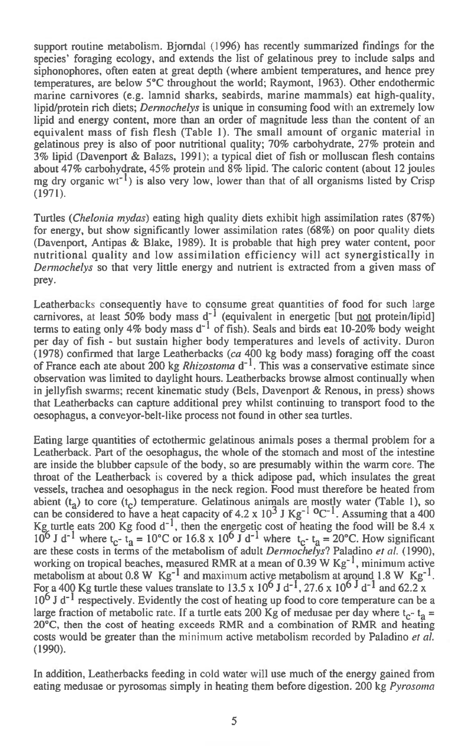support routine metabolism. Bjorndal (1996) has recently summarized findings for the species' foraging ecology, and extends the list of gelatinous prey to include salps and siphonophores, often eaten at great depth (where ambient temperatures, and hence prey temperatures, are below 5°C throughout the world; Raymont, 1963). Other endothermic marine carnivores (e.g. lamnid sharks, seabirds, marine mammals) eat high-quality, lipid/protein rich diets; *Dermochelys* is unique in consuming food with an extremely low lipid and energy content, more than an order of magnitude less than the content of an equivalent mass of fish flesh (Table 1). The small amount of organic material in gelatinous prey is also of poor nutritional quality; 70% carbohydrate, 27% protein and 3% lipid (Davenport & Balazs, 1991); a typical diet of fish or molluscan flesh contains about 47% carbohydrate, 45% protein and 8% lipid. The caloric content (about 12 joules mg dry organic $wt^{-1}$) is also very low, lower than that of all organisms listed by Crisp (1971).

Turtles (*Chelonia mydas*) eating high quality diets exhibit high assimilation rates (87%) for energy, but show significantly lower assimilation rates (68%) on poor quality diets (Davenport, Antipas & Blake, 1989). It is probable that high prey water content, poor nutritional quality and low assimilation efficiency will act synergistically in *Dermochelys* so that very little energy and nutrient is extracted from a given mass of prey.

Leatherbacks consequently have to consume great quantities of food for such large carnivores, at least 50% body mass $d^{-1}$ (equivalent in energetic [but not protein/lipid] terms to eating only 4% body mass $d^{-1}$ of fish). Seals and birds eat 10-20% body weight per day of fish - but sustain higher body temperatures and levels of activity. Duron (1978) confirmed that large Leatherbacks (*ca* 400 kg body mass) foraging off the coast of France each ate about 200 kg *Rhizostoma* $d^{-1}$. This was a conservative estimate since observation was limited to daylight hours. Leatherbacks browse almost continually when in jellyfish swarms; recent kinematic study (Bels, Davenport & Renous, in press) shows that Leatherbacks can capture additional prey whilst continuing to transport food to the oesophagus, a conveyor-belt-like process not found in other sea turtles.

Eating large quantities of ectothermic gelatinous animals poses a thermal problem for a Leatherback. Part of the oesophagus, the whole of the stomach and most of the intestine are inside the blubber capsule of the body, so are presumably within the warm core. The throat of the Leatherback is covered by a thick adipose pad, which insulates the great vessels, trachea and oesophagus in the neck region. Food must therefore be heated from abient ($t_a$) to core ($t_c$) temperature. Gelatinous animals are mostly water (Table 1), so can be considered to have a heat capacity of $4.2 \times 10^3$ J $Kg^{-1}$ $^oC^{-1}$. Assuming that a 400 Kg turtle eats 200 Kg food $d^{-1}$, then the energetic cost of heating the food will be $8.4 \times 10^6$ J $d^{-1}$ where $t_c - t_a = 10$°C or $16.8 \times 10^6$ J $d^{-1}$ where $t_c - t_a = 20$°C. How significant are these costs in terms of the metabolism of adult *Dermochelys*? Paladino *et al.* (1990), working on tropical beaches, measured RMR at a mean of 0.39 W $Kg^{-1}$, minimum active metabolism at about 0.8 W $Kg^{-1}$ and maximum active metabolism at around 1.8 W $Kg^{-1}$. For a 400 Kg turtle these values translate to $13.5 \times 10^6$ J $d^{-1}$, $27.6 \times 10^6$ J $d^{-1}$ and $62.2 \times 10^6$ J $d^{-1}$ respectively. Evidently the cost of heating up food to core temperature can be a large fraction of metabolic rate. If a turtle eats 200 Kg of medusae per day where $t_c - t_a = 20$°C, then the cost of heating exceeds RMR and a combination of RMR and heating costs would be greater than the minimum active metabolism recorded by Paladino *et al.* (1990).

In addition, Leatherbacks feeding in cold water will use much of the energy gained from eating medusae or pyrosomas simply in heating them before digestion. 200 kg *Pyrosoma*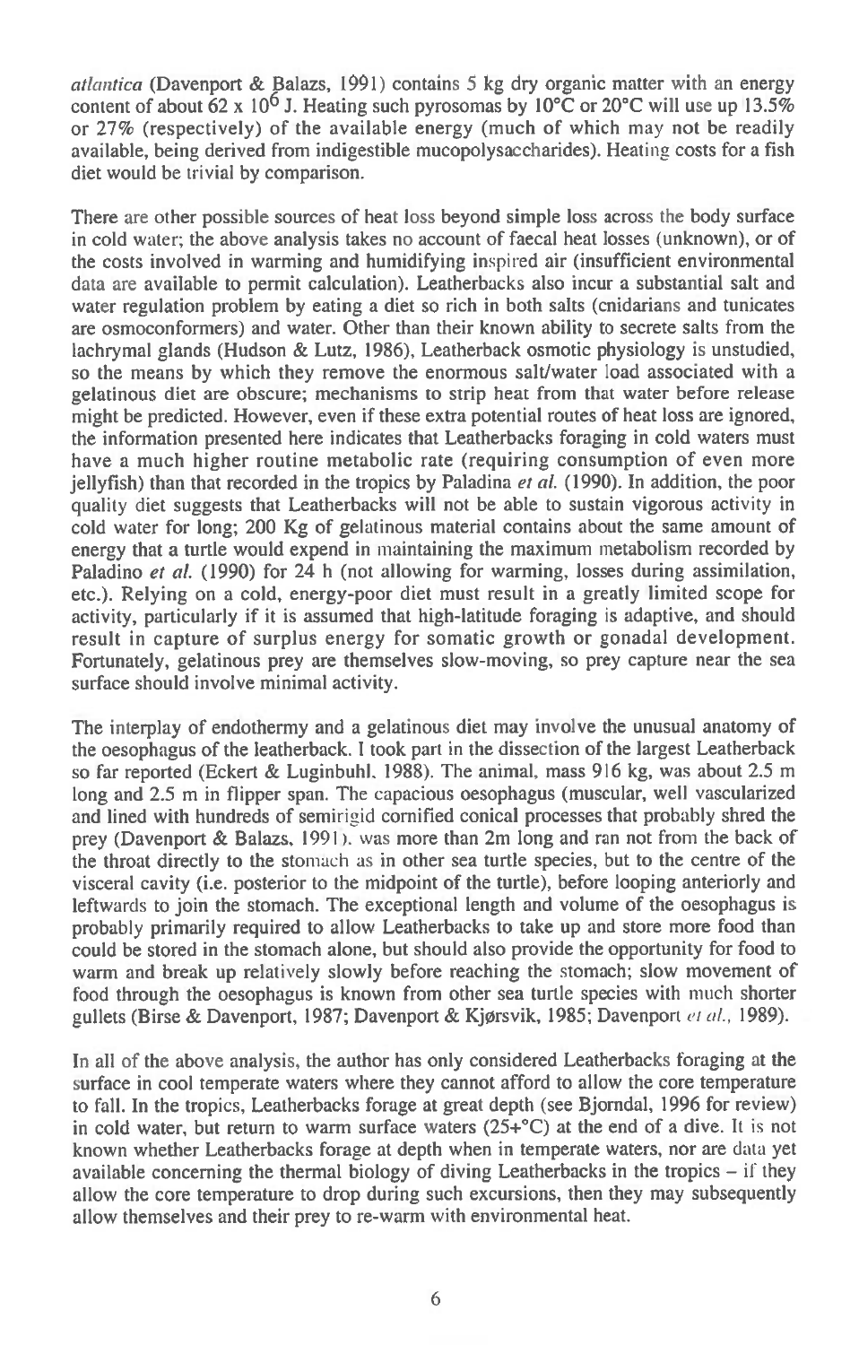*atlantica* (Davenport & Balazs, 1991) contains 5 kg dry organic matter with an energy content of about $62 \times 10^6$ J. Heating such pyrosomas by 10°C or 20°C will use up 13.5% or 27% (respectively) of the available energy (much of which may not be readily available, being derived from indigestible mucopolysaccharides). Heating costs for a fish diet would be trivial by comparison.

There are other possible sources of heat loss beyond simple loss across the body surface in cold water; the above analysis takes no account of faecal heat losses (unknown), or of the costs involved in warming and humidifying inspired air (insufficient environmental data are available to permit calculation). Leatherbacks also incur a substantial salt and water regulation problem by eating a diet so rich in both salts (cnidarians and tunicates are osmoconformers) and water. Other than their known ability to secrete salts from the lachrymal glands (Hudson & Lutz, 1986), Leatherback osmotic physiology is unstudied, so the means by which they remove the enormous salt/water load associated with a gelatinous diet are obscure; mechanisms to strip heat from that water before release might be predicted. However, even if these extra potential routes of heat loss are ignored, the information presented here indicates that Leatherbacks foraging in cold waters must have a much higher routine metabolic rate (requiring consumption of even more jellyfish) than that recorded in the tropics by Paladina *et al.* (1990). In addition, the poor quality diet suggests that Leatherbacks will not be able to sustain vigorous activity in cold water for long; 200 Kg of gelatinous material contains about the same amount of energy that a turtle would expend in maintaining the maximum metabolism recorded by Paladino *et al.* (1990) for 24 h (not allowing for warming, losses during assimilation, etc.). Relying on a cold, energy-poor diet must result in a greatly limited scope for activity, particularly if it is assumed that high-latitude foraging is adaptive, and should result in capture of surplus energy for somatic growth or gonadal development. Fortunately, gelatinous prey are themselves slow-moving, so prey capture near the sea surface should involve minimal activity.

The interplay of endothermy and a gelatinous diet may involve the unusual anatomy of the oesophagus of the leatherback. I took part in the dissection of the largest Leatherback so far reported (Eckert & Luginbuhl, 1988). The animal, mass 916 kg, was about 2.5 m long and 2.5 m in flipper span. The capacious oesophagus (muscular, well vascularized and lined with hundreds of semirigid cornified conical processes that probably shred the prey (Davenport & Balazs, 1991). was more than 2m long and ran not from the back of the throat directly to the stomach as in other sea turtle species, but to the centre of the visceral cavity (i.e. posterior to the midpoint of the turtle), before looping anteriorly and leftwards to join the stomach. The exceptional length and volume of the oesophagus is probably primarily required to allow Leatherbacks to take up and store more food than could be stored in the stomach alone, but should also provide the opportunity for food to warm and break up relatively slowly before reaching the stomach; slow movement of food through the oesophagus is known from other sea turtle species with much shorter gullets (Birse & Davenport, 1987; Davenport & Kjørsvik, 1985; Davenport *et al.*, 1989).

In all of the above analysis, the author has only considered Leatherbacks foraging at the surface in cool temperate waters where they cannot afford to allow the core temperature to fall. In the tropics, Leatherbacks forage at great depth (see Bjorndal, 1996 for review) in cold water, but return to warm surface waters (25+°C) at the end of a dive. It is not known whether Leatherbacks forage at depth when in temperate waters, nor are data yet available concerning the thermal biology of diving Leatherbacks in the tropics – if they allow the core temperature to drop during such excursions, then they may subsequently allow themselves and their prey to re-warm with environmental heat.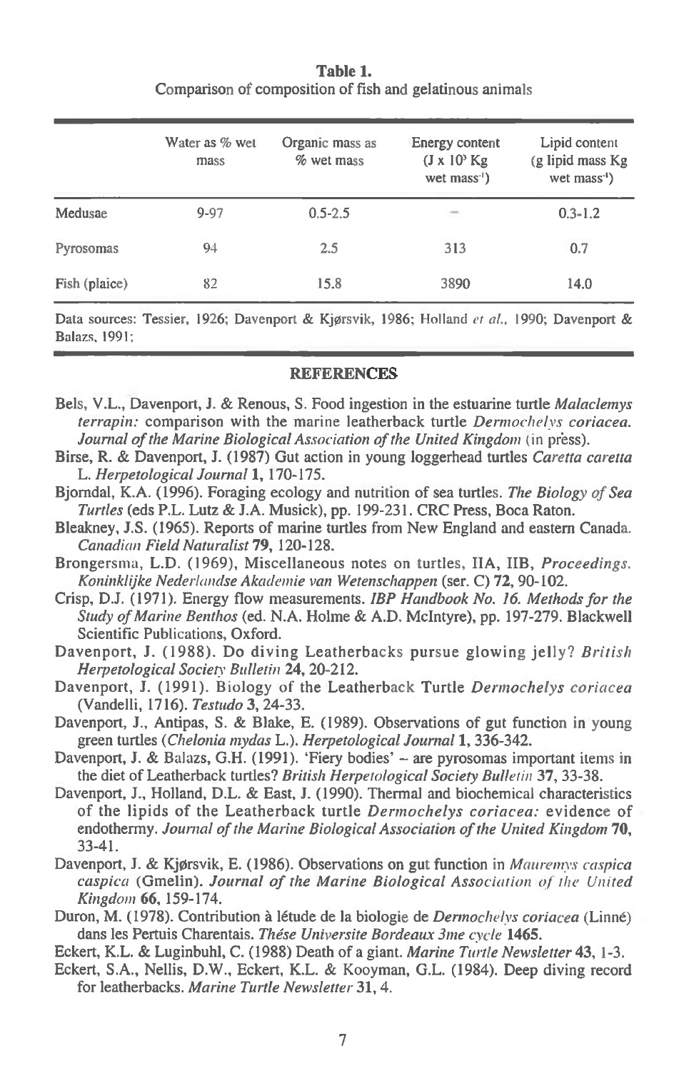**Table 1.**
Comparison of composition of fish and gelatinous animals

| | Water as % wet mass | Organic mass as % wet mass | Energy content (J x $10^3$ Kg wet mass$^{-1}$) | Lipid content (g lipid mass Kg wet mass$^{-1}$) |
|---|---|---|---|---|
| Medusae | 9-97 | 0.5-2.5 | - | 0.3-1.2 |
| Pyrosomas | 94 | 2.5 | 313 | 0.7 |
| Fish (plaice) | 82 | 15.8 | 3890 | 14.0 |

Data sources: Tessier, 1926; Davenport & Kjørsvik, 1986; Holland *et al.*, 1990; Davenport & Balazs, 1991;

## REFERENCES

Bels, V.L., Davenport, J. & Renous, S. Food ingestion in the estuarine turtle *Malaclemys terrapin:* comparison with the marine leatherback turtle *Dermochelys coriacea. Journal of the Marine Biological Association of the United Kingdom* (in press).

Birse, R. & Davenport, J. (1987) Gut action in young loggerhead turtles *Caretta caretta* L. *Herpetological Journal* **1**, 170-175.

Bjorndal, K.A. (1996). Foraging ecology and nutrition of sea turtles. *The Biology of Sea Turtles* (eds P.L. Lutz & J.A. Musick), pp. 199-231. CRC Press, Boca Raton.

Bleakney, J.S. (1965). Reports of marine turtles from New England and eastern Canada. *Canadian Field Naturalist* **79**, 120-128.

Brongersma, L.D. (1969), Miscellaneous notes on turtles, IIA, IIB, *Proceedings. Koninklijke Nederlandse Akademie van Wetenschappen* (ser. C) **72**, 90-102.

Crisp, D.J. (1971). Energy flow measurements. *IBP Handbook No. 16. Methods for the Study of Marine Benthos* (ed. N.A. Holme & A.D. McIntyre), pp. 197-279. Blackwell Scientific Publications, Oxford.

Davenport, J. (1988). Do diving Leatherbacks pursue glowing jelly? *British Herpetological Society Bulletin* **24**, 20-212.

Davenport, J. (1991). Biology of the Leatherback Turtle *Dermochelys coriacea* (Vandelli, 1716). *Testudo* **3**, 24-33.

Davenport, J., Antipas, S. & Blake, E. (1989). Observations of gut function in young green turtles (*Chelonia mydas* L.). *Herpetological Journal* **1**, 336-342.

Davenport, J. & Balazs, G.H. (1991). 'Fiery bodies' – are pyrosomas important items in the diet of Leatherback turtles? *British Herpetological Society Bulletin* **37**, 33-38.

Davenport, J., Holland, D.L. & East, J. (1990). Thermal and biochemical characteristics of the lipids of the Leatherback turtle *Dermochelys coriacea:* evidence of endothermy. *Journal of the Marine Biological Association of the United Kingdom* **70**, 33-41.

Davenport, J. & Kjørsvik, E. (1986). Observations on gut function in *Mauremys caspica caspica* (Gmelin). *Journal of the Marine Biological Association of the United Kingdom* **66**, 159-174.

Duron, M. (1978). Contribution à létude de la biologie de *Dermochelys coriacea* (Linné) dans les Pertuis Charentais. *Thése Université Bordeaux 3me cycle* **1465**.

Eckert, K.L. & Luginbuhl, C. (1988) Death of a giant. *Marine Turtle Newsletter* **43**, 1-3.

Eckert, S.A., Nellis, D.W., Eckert, K.L. & Kooyman, G.L. (1984). Deep diving record for leatherbacks. *Marine Turtle Newsletter* **31**, 4.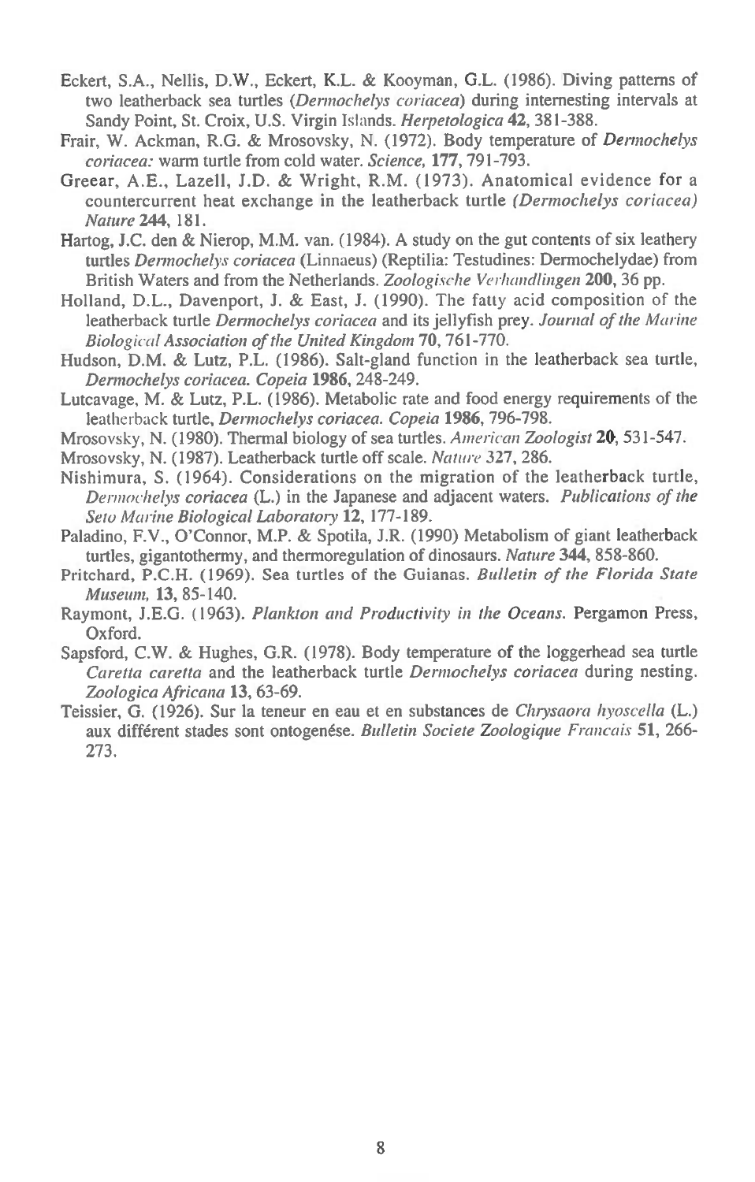Eckert, S.A., Nellis, D.W., Eckert, K.L. & Kooyman, G.L. (1986). Diving patterns of two leatherback sea turtles (*Dermochelys coriacea*) during internesting intervals at Sandy Point, St. Croix, U.S. Virgin Islands. *Herpetologica* **42**, 381-388.

Frair, W. Ackman, R.G. & Mrosovsky, N. (1972). Body temperature of *Dermochelys coriacea:* warm turtle from cold water. *Science*, **177**, 791-793.

Greear, A.E., Lazell, J.D. & Wright, R.M. (1973). Anatomical evidence for a countercurrent heat exchange in the leatherback turtle *(Dermochelys coriacea) Nature* **244**, 181.

Hartog, J.C. den & Nierop, M.M. van. (1984). A study on the gut contents of six leathery turtles *Dermochelys coriacea* (Linnaeus) (Reptilia: Testudines: Dermochelydae) from British Waters and from the Netherlands. *Zoologische Verhandlingen* **200**, 36 pp.

Holland, D.L., Davenport, J. & East, J. (1990). The fatty acid composition of the leatherback turtle *Dermochelys coriacea* and its jellyfish prey. *Journal of the Marine Biological Association of the United Kingdom* **70**, 761-770.

Hudson, D.M. & Lutz, P.L. (1986). Salt-gland function in the leatherback sea turtle, *Dermochelys coriacea. Copeia* **1986**, 248-249.

Lutcavage, M. & Lutz, P.L. (1986). Metabolic rate and food energy requirements of the leatherback turtle, *Dermochelys coriacea. Copeia* **1986**, 796-798.

Mrosovsky, N. (1980). Thermal biology of sea turtles. *American Zoologist* **20**, 531-547.

Mrosovsky, N. (1987). Leatherback turtle off scale. *Nature* 327, 286.

Nishimura, S. (1964). Considerations on the migration of the leatherback turtle, *Dermochelys coriacea* (L.) in the Japanese and adjacent waters. *Publications of the Seto Marine Biological Laboratory* **12**, 177-189.

Paladino, F.V., O'Connor, M.P. & Spotila, J.R. (1990) Metabolism of giant leatherback turtles, gigantothermy, and thermoregulation of dinosaurs. *Nature* **344**, 858-860.

Pritchard, P.C.H. (1969). Sea turtles of the Guianas. *Bulletin of the Florida State Museum*, **13**, 85-140.

Raymont, J.E.G. (1963). *Plankton and Productivity in the Oceans*. Pergamon Press, Oxford.

Sapsford, C.W. & Hughes, G.R. (1978). Body temperature of the loggerhead sea turtle *Caretta caretta* and the leatherback turtle *Dermochelys coriacea* during nesting. *Zoologica Africana* **13**, 63-69.

Teissier, G. (1926). Sur la teneur en eau et en substances de *Chrysaora hyoscella* (L.) aux différent stades sont ontogenése. *Bulletin Societe Zoologique Francais* **51**, 266-273.